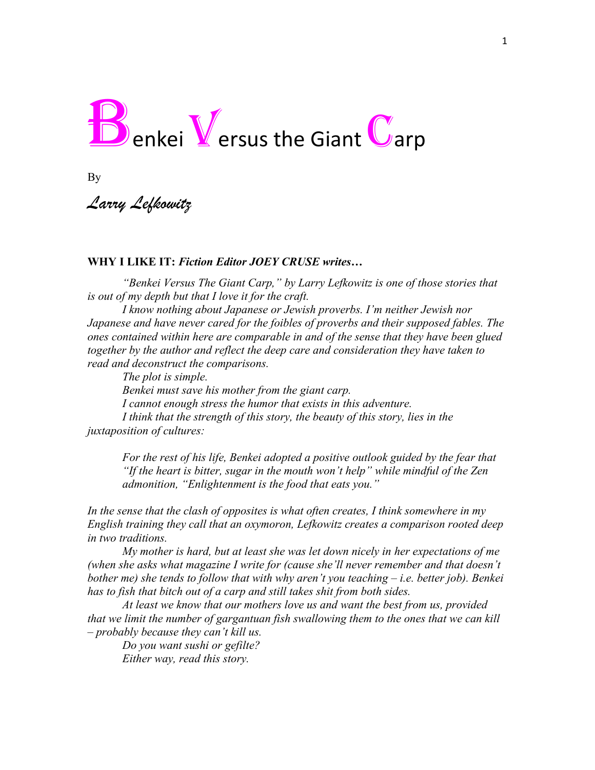# Benkei Versus the Giant Carp

By

*Larry Lefkowitz*

**WHY I LIKE IT:** ***Fiction Editor JOEY CRUSE writes…***

*"Benkei Versus The Giant Carp," by Larry Lefkowitz is one of those stories that is out of my depth but that I love it for the craft.*

*I know nothing about Japanese or Jewish proverbs. I'm neither Jewish nor Japanese and have never cared for the foibles of proverbs and their supposed fables. The ones contained within here are comparable in and of the sense that they have been glued together by the author and reflect the deep care and consideration they have taken to read and deconstruct the comparisons.*

*The plot is simple.*

*Benkei must save his mother from the giant carp.*

*I cannot enough stress the humor that exists in this adventure.*

*I think that the strength of this story, the beauty of this story, lies in the juxtaposition of cultures:*

> *For the rest of his life, Benkei adopted a positive outlook guided by the fear that "If the heart is bitter, sugar in the mouth won't help" while mindful of the Zen admonition, "Enlightenment is the food that eats you."*

*In the sense that the clash of opposites is what often creates, I think somewhere in my English training they call that an oxymoron, Lefkowitz creates a comparison rooted deep in two traditions.*

*My mother is hard, but at least she was let down nicely in her expectations of me (when she asks what magazine I write for (cause she'll never remember and that doesn't bother me) she tends to follow that with why aren't you teaching – i.e. better job). Benkei has to fish that bitch out of a carp and still takes shit from both sides.*

*At least we know that our mothers love us and want the best from us, provided that we limit the number of gargantuan fish swallowing them to the ones that we can kill – probably because they can't kill us.*

*Do you want sushi or gefilte?*

*Either way, read this story.*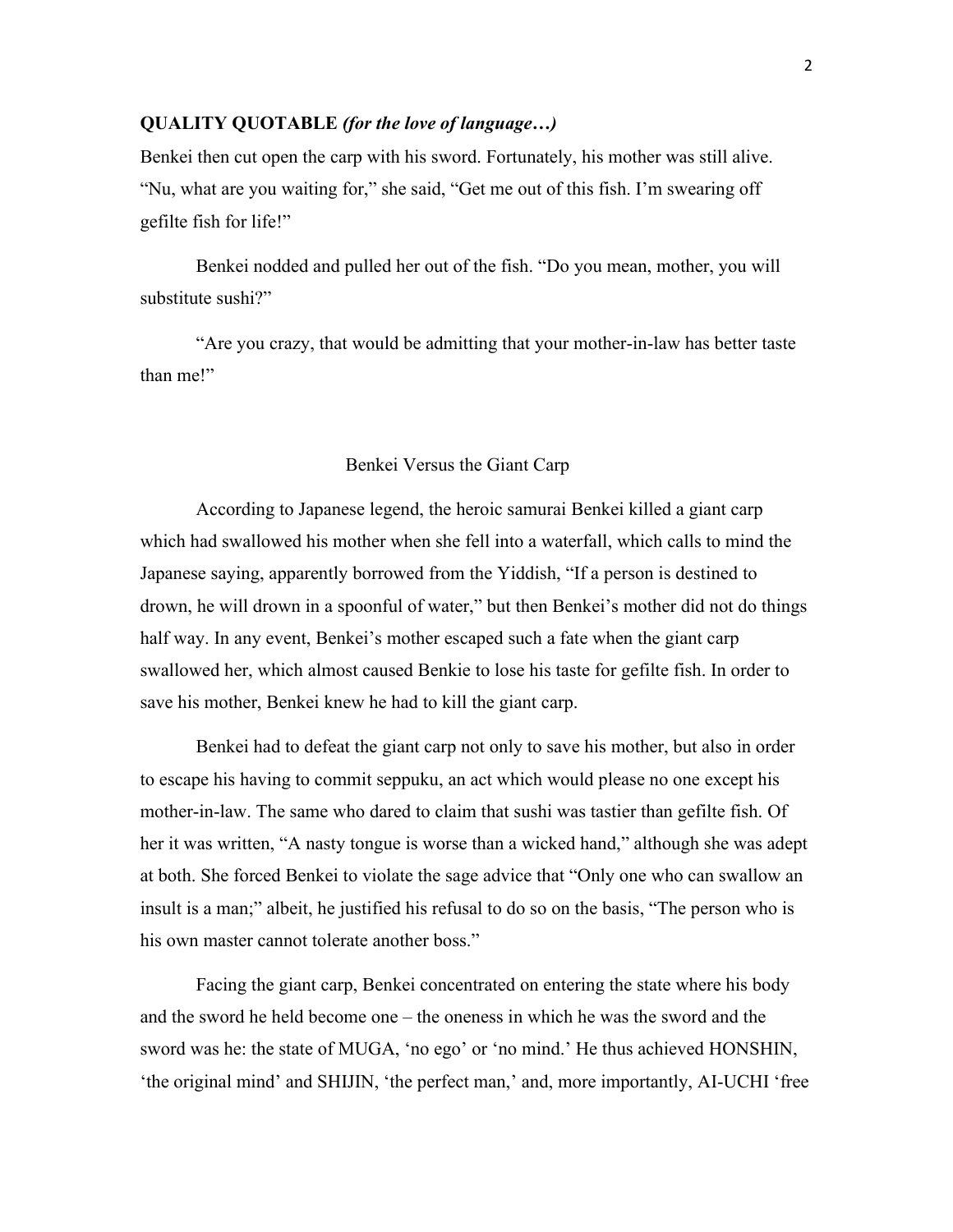**QUALITY QUOTABLE** ***(for the love of language…)***

Benkei then cut open the carp with his sword. Fortunately, his mother was still alive. "Nu, what are you waiting for," she said, "Get me out of this fish. I'm swearing off gefilte fish for life!"

Benkei nodded and pulled her out of the fish. "Do you mean, mother, you will substitute sushi?"

"Are you crazy, that would be admitting that your mother-in-law has better taste than me!"

## Benkei Versus the Giant Carp

According to Japanese legend, the heroic samurai Benkei killed a giant carp which had swallowed his mother when she fell into a waterfall, which calls to mind the Japanese saying, apparently borrowed from the Yiddish, "If a person is destined to drown, he will drown in a spoonful of water," but then Benkei's mother did not do things half way. In any event, Benkei's mother escaped such a fate when the giant carp swallowed her, which almost caused Benkie to lose his taste for gefilte fish. In order to save his mother, Benkei knew he had to kill the giant carp.

Benkei had to defeat the giant carp not only to save his mother, but also in order to escape his having to commit seppuku, an act which would please no one except his mother-in-law. The same who dared to claim that sushi was tastier than gefilte fish. Of her it was written, "A nasty tongue is worse than a wicked hand," although she was adept at both. She forced Benkei to violate the sage advice that "Only one who can swallow an insult is a man;" albeit, he justified his refusal to do so on the basis, "The person who is his own master cannot tolerate another boss."

Facing the giant carp, Benkei concentrated on entering the state where his body and the sword he held become one – the oneness in which he was the sword and the sword was he: the state of MUGA, 'no ego' or 'no mind.' He thus achieved HONSHIN, 'the original mind' and SHIJIN, 'the perfect man,' and, more importantly, AI-UCHI 'free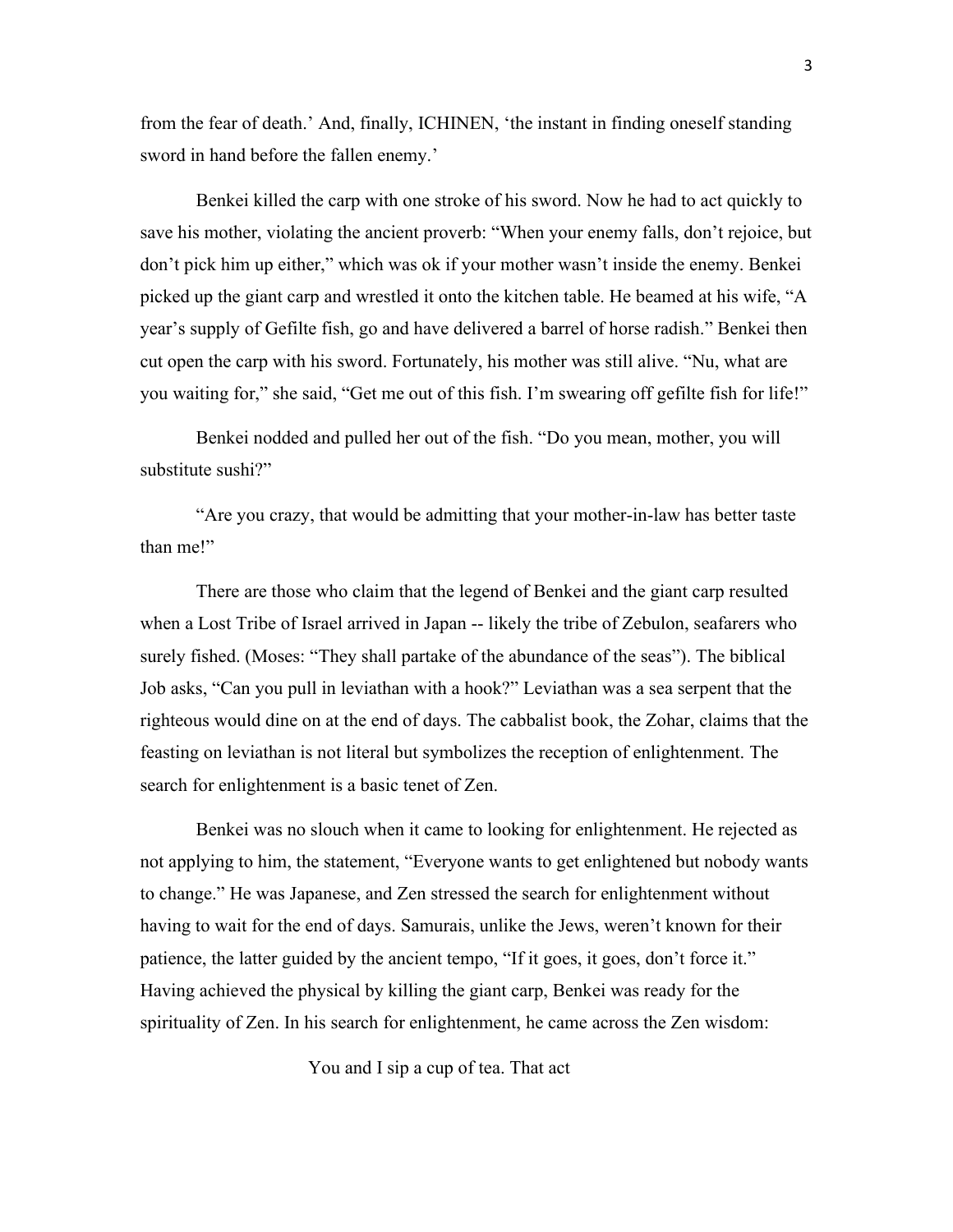from the fear of death.' And, finally, ICHINEN, 'the instant in finding oneself standing sword in hand before the fallen enemy.'

Benkei killed the carp with one stroke of his sword. Now he had to act quickly to save his mother, violating the ancient proverb: "When your enemy falls, don't rejoice, but don't pick him up either," which was ok if your mother wasn't inside the enemy. Benkei picked up the giant carp and wrestled it onto the kitchen table. He beamed at his wife, "A year's supply of Gefilte fish, go and have delivered a barrel of horse radish." Benkei then cut open the carp with his sword. Fortunately, his mother was still alive. "Nu, what are you waiting for," she said, "Get me out of this fish. I'm swearing off gefilte fish for life!"

Benkei nodded and pulled her out of the fish. "Do you mean, mother, you will substitute sushi?"

"Are you crazy, that would be admitting that your mother-in-law has better taste than me!"

There are those who claim that the legend of Benkei and the giant carp resulted when a Lost Tribe of Israel arrived in Japan -- likely the tribe of Zebulon, seafarers who surely fished. (Moses: "They shall partake of the abundance of the seas"). The biblical Job asks, "Can you pull in leviathan with a hook?" Leviathan was a sea serpent that the righteous would dine on at the end of days. The cabbalist book, the Zohar, claims that the feasting on leviathan is not literal but symbolizes the reception of enlightenment. The search for enlightenment is a basic tenet of Zen.

Benkei was no slouch when it came to looking for enlightenment. He rejected as not applying to him, the statement, "Everyone wants to get enlightened but nobody wants to change." He was Japanese, and Zen stressed the search for enlightenment without having to wait for the end of days. Samurais, unlike the Jews, weren't known for their patience, the latter guided by the ancient tempo, "If it goes, it goes, don't force it." Having achieved the physical by killing the giant carp, Benkei was ready for the spirituality of Zen. In his search for enlightenment, he came across the Zen wisdom:

You and I sip a cup of tea. That act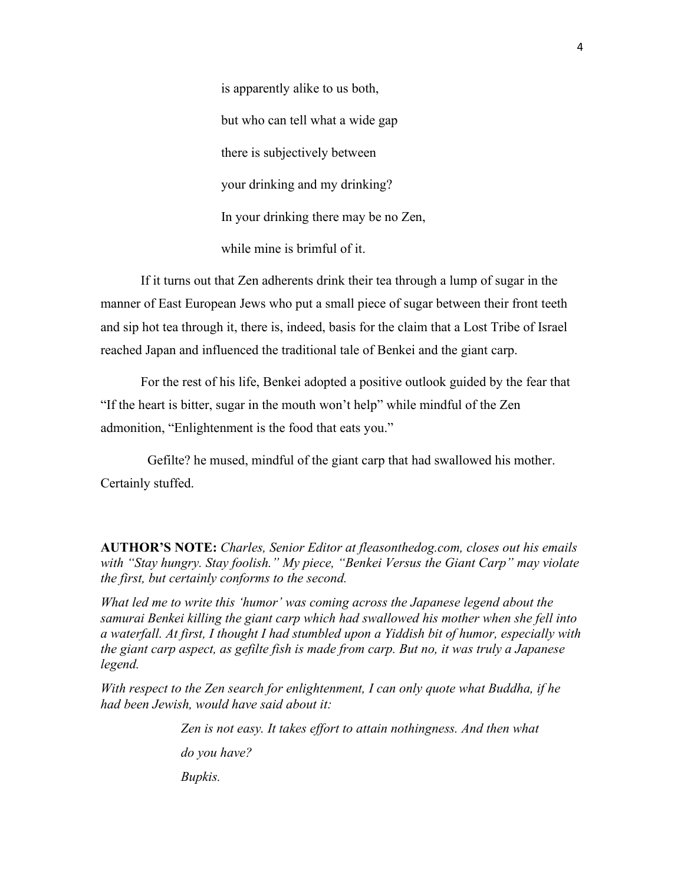> is apparently alike to us both,
>
> but who can tell what a wide gap
>
> there is subjectively between
>
> your drinking and my drinking?
>
> In your drinking there may be no Zen,
>
> while mine is brimful of it.

If it turns out that Zen adherents drink their tea through a lump of sugar in the manner of East European Jews who put a small piece of sugar between their front teeth and sip hot tea through it, there is, indeed, basis for the claim that a Lost Tribe of Israel reached Japan and influenced the traditional tale of Benkei and the giant carp.

For the rest of his life, Benkei adopted a positive outlook guided by the fear that "If the heart is bitter, sugar in the mouth won't help" while mindful of the Zen admonition, "Enlightenment is the food that eats you."

Gefilte? he mused, mindful of the giant carp that had swallowed his mother. Certainly stuffed.

**AUTHOR'S NOTE:** *Charles, Senior Editor at fleasonthedog.com, closes out his emails with "Stay hungry. Stay foolish." My piece, "Benkei Versus the Giant Carp" may violate the first, but certainly conforms to the second.*

*What led me to write this 'humor' was coming across the Japanese legend about the samurai Benkei killing the giant carp which had swallowed his mother when she fell into a waterfall. At first, I thought I had stumbled upon a Yiddish bit of humor, especially with the giant carp aspect, as gefilte fish is made from carp. But no, it was truly a Japanese legend.*

*With respect to the Zen search for enlightenment, I can only quote what Buddha, if he had been Jewish, would have said about it:*

> *Zen is not easy. It takes effort to attain nothingness. And then what*
>
> *do you have?*
>
> *Bupkis.*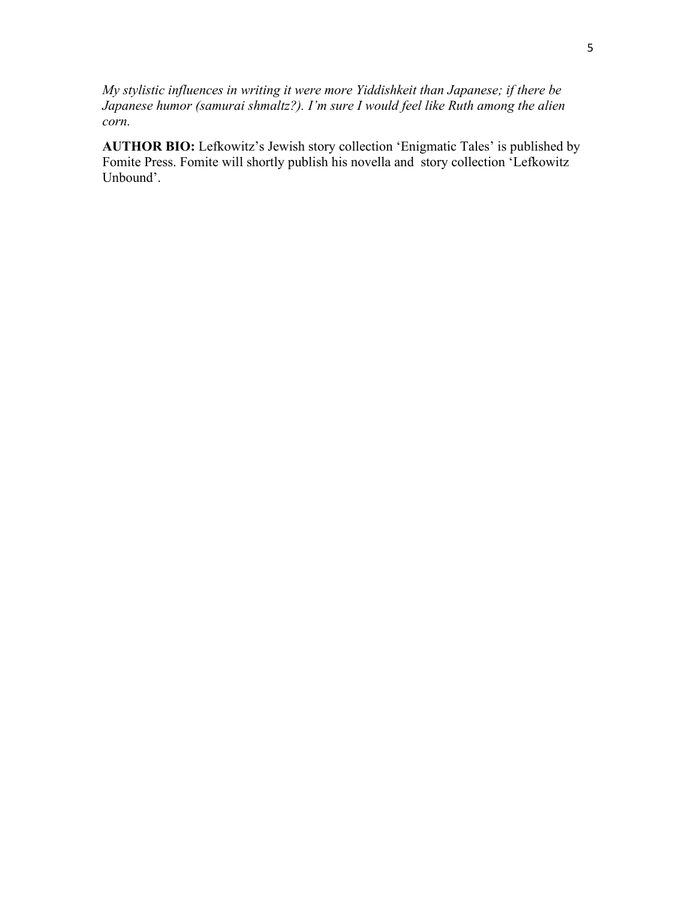*My stylistic influences in writing it were more Yiddishkeit than Japanese; if there be Japanese humor (samurai shmaltz?). I'm sure I would feel like Ruth among the alien corn.*

**AUTHOR BIO:** Lefkowitz's Jewish story collection 'Enigmatic Tales' is published by Fomite Press. Fomite will shortly publish his novella and story collection 'Lefkowitz Unbound'.